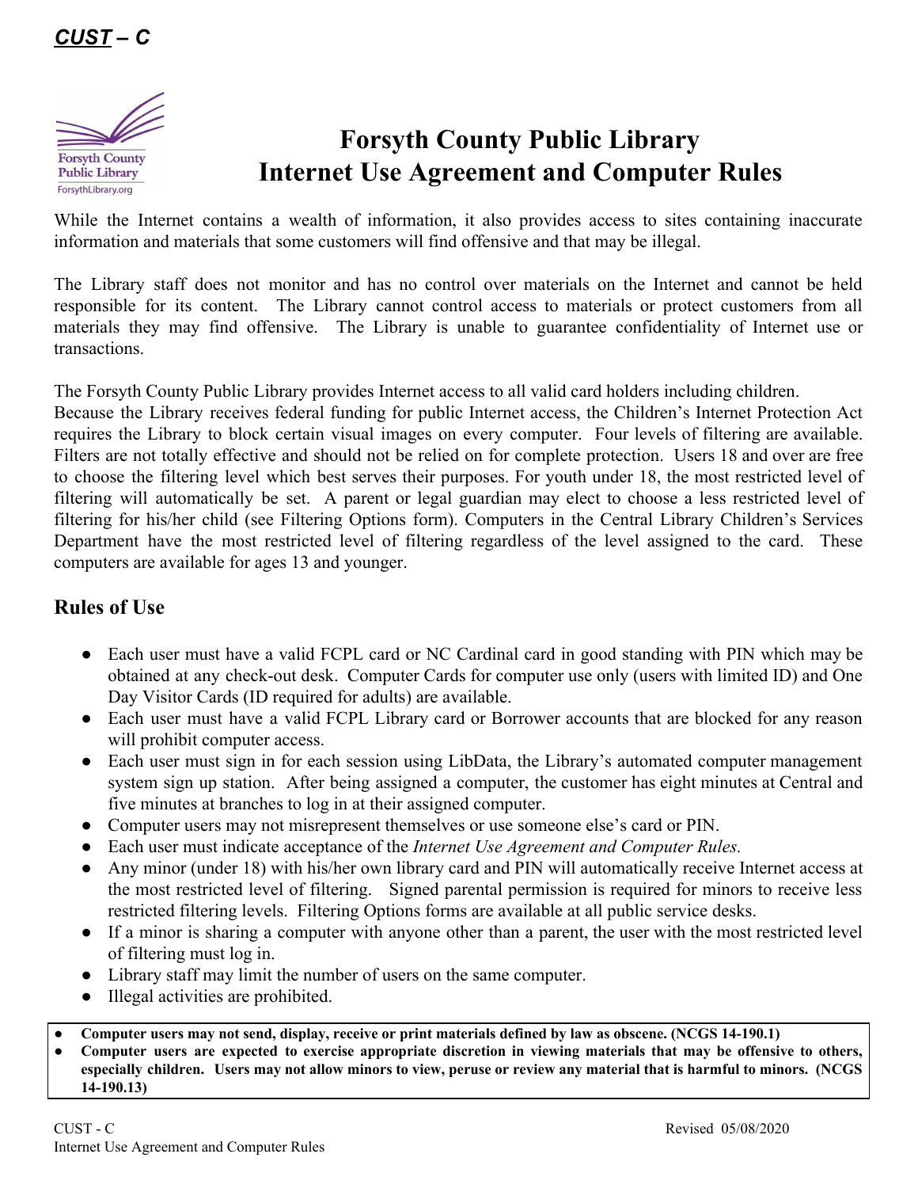***CUST* – C**

# Forsyth County Public Library
# Internet Use Agreement and Computer Rules

While the Internet contains a wealth of information, it also provides access to sites containing inaccurate information and materials that some customers will find offensive and that may be illegal.

The Library staff does not monitor and has no control over materials on the Internet and cannot be held responsible for its content. The Library cannot control access to materials or protect customers from all materials they may find offensive. The Library is unable to guarantee confidentiality of Internet use or transactions.

The Forsyth County Public Library provides Internet access to all valid card holders including children. Because the Library receives federal funding for public Internet access, the Children's Internet Protection Act requires the Library to block certain visual images on every computer. Four levels of filtering are available. Filters are not totally effective and should not be relied on for complete protection. Users 18 and over are free to choose the filtering level which best serves their purposes. For youth under 18, the most restricted level of filtering will automatically be set. A parent or legal guardian may elect to choose a less restricted level of filtering for his/her child (see Filtering Options form). Computers in the Central Library Children's Services Department have the most restricted level of filtering regardless of the level assigned to the card. These computers are available for ages 13 and younger.

## Rules of Use

- Each user must have a valid FCPL card or NC Cardinal card in good standing with PIN which may be obtained at any check-out desk. Computer Cards for computer use only (users with limited ID) and One Day Visitor Cards (ID required for adults) are available.
- Each user must have a valid FCPL Library card or Borrower accounts that are blocked for any reason will prohibit computer access.
- Each user must sign in for each session using LibData, the Library's automated computer management system sign up station. After being assigned a computer, the customer has eight minutes at Central and five minutes at branches to log in at their assigned computer.
- Computer users may not misrepresent themselves or use someone else's card or PIN.
- Each user must indicate acceptance of the *Internet Use Agreement and Computer Rules.*
- Any minor (under 18) with his/her own library card and PIN will automatically receive Internet access at the most restricted level of filtering. Signed parental permission is required for minors to receive less restricted filtering levels. Filtering Options forms are available at all public service desks.
- If a minor is sharing a computer with anyone other than a parent, the user with the most restricted level of filtering must log in.
- Library staff may limit the number of users on the same computer.
- Illegal activities are prohibited.

- **Computer users may not send, display, receive or print materials defined by law as obscene. (NCGS 14-190.1)**
- **Computer users are expected to exercise appropriate discretion in viewing materials that may be offensive to others, especially children. Users may not allow minors to view, peruse or review any material that is harmful to minors. (NCGS 14-190.13)**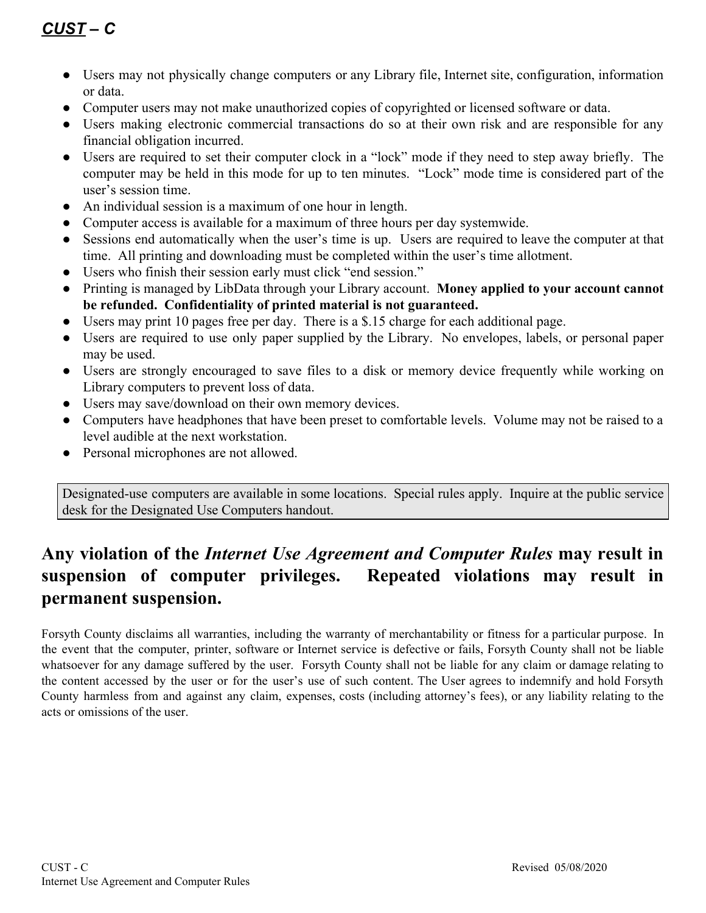- Users may not physically change computers or any Library file, Internet site, configuration, information or data.
- Computer users may not make unauthorized copies of copyrighted or licensed software or data.
- Users making electronic commercial transactions do so at their own risk and are responsible for any financial obligation incurred.
- Users are required to set their computer clock in a "lock" mode if they need to step away briefly. The computer may be held in this mode for up to ten minutes. "Lock" mode time is considered part of the user's session time.
- An individual session is a maximum of one hour in length.
- Computer access is available for a maximum of three hours per day systemwide.
- Sessions end automatically when the user's time is up. Users are required to leave the computer at that time. All printing and downloading must be completed within the user's time allotment.
- Users who finish their session early must click "end session."
- Printing is managed by LibData through your Library account. **Money applied to your account cannot be refunded. Confidentiality of printed material is not guaranteed.**
- Users may print 10 pages free per day. There is a $.15 charge for each additional page.
- Users are required to use only paper supplied by the Library. No envelopes, labels, or personal paper may be used.
- Users are strongly encouraged to save files to a disk or memory device frequently while working on Library computers to prevent loss of data.
- Users may save/download on their own memory devices.
- Computers have headphones that have been preset to comfortable levels. Volume may not be raised to a level audible at the next workstation.
- Personal microphones are not allowed.

Designated-use computers are available in some locations. Special rules apply. Inquire at the public service desk for the Designated Use Computers handout.

## Any violation of the *Internet Use Agreement and Computer Rules* may result in suspension of computer privileges. Repeated violations may result in permanent suspension.

Forsyth County disclaims all warranties, including the warranty of merchantability or fitness for a particular purpose. In the event that the computer, printer, software or Internet service is defective or fails, Forsyth County shall not be liable whatsoever for any damage suffered by the user. Forsyth County shall not be liable for any claim or damage relating to the content accessed by the user or for the user's use of such content. The User agrees to indemnify and hold Forsyth County harmless from and against any claim, expenses, costs (including attorney's fees), or any liability relating to the acts or omissions of the user.